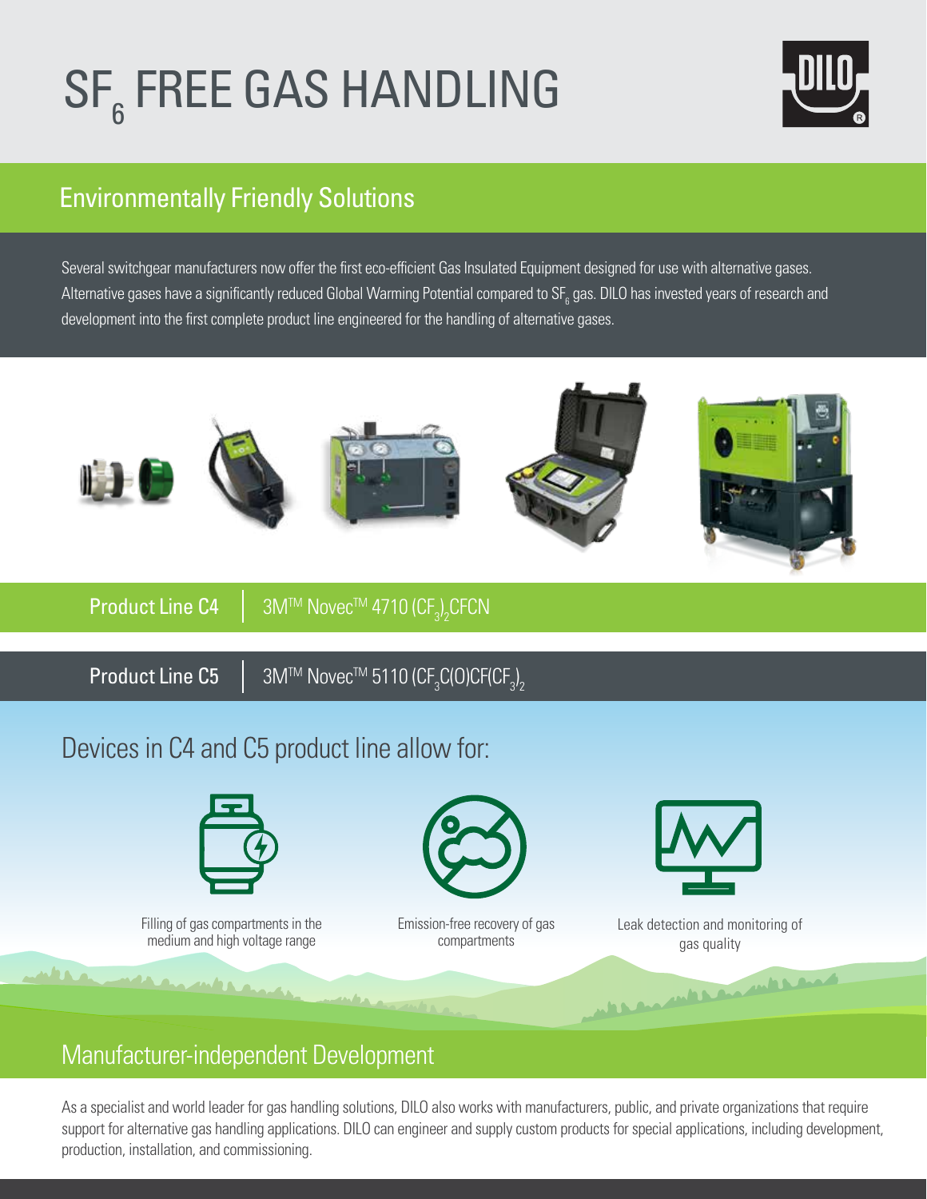# $SF_6$ FREE GAS HANDLING

## Environmentally Friendly Solutions

Several switchgear manufacturers now offer the first eco-efficient Gas Insulated Equipment designed for use with alternative gases. Alternative gases have a significantly reduced Global Warming Potential compared to $SF_6$ gas. DILO has invested years of research and development into the first complete product line engineered for the handling of alternative gases.

**Product Line C4** | 3M™ Novec™ 4710 $(CF_3)_2CFCN$

**Product Line C5** | 3M™ Novec™ 5110 $(CF_3C(O)CF(CF_3)_2$

## Devices in C4 and C5 product line allow for:

- Filling of gas compartments in the medium and high voltage range
- Emission-free recovery of gas compartments
- Leak detection and monitoring of gas quality

## Manufacturer-independent Development

As a specialist and world leader for gas handling solutions, DILO also works with manufacturers, public, and private organizations that require support for alternative gas handling applications. DILO can engineer and supply custom products for special applications, including development, production, installation, and commissioning.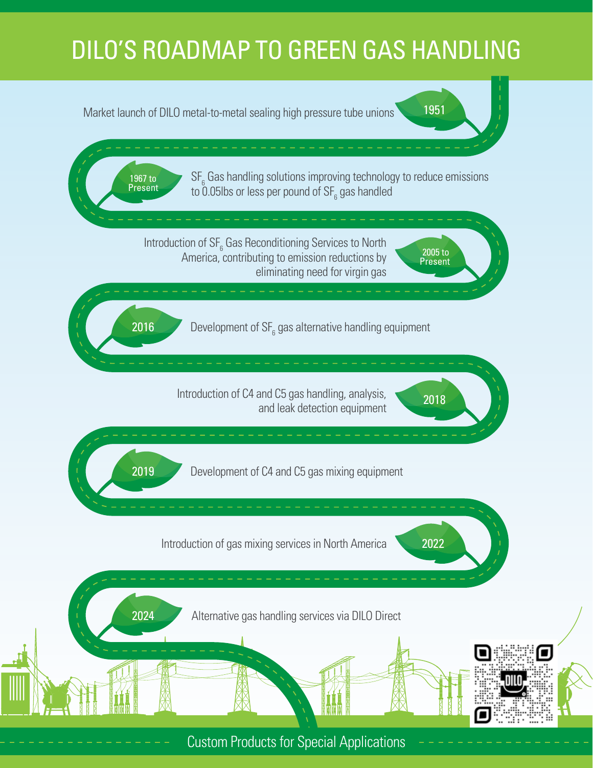# DILO'S ROADMAP TO GREEN GAS HANDLING

**1951** — Market launch of DILO metal-to-metal sealing high pressure tube unions

**1967 to Present** — $SF_6$ Gas handling solutions improving technology to reduce emissions to 0.05lbs or less per pound of $SF_6$ gas handled

**2005 to Present** — Introduction of $SF_6$ Gas Reconditioning Services to North America, contributing to emission reductions by eliminating need for virgin gas

**2016** — Development of $SF_6$ gas alternative handling equipment

**2018** — Introduction of C4 and C5 gas handling, analysis, and leak detection equipment

**2019** — Development of C4 and C5 gas mixing equipment

**2022** — Introduction of gas mixing services in North America

**2024** — Alternative gas handling services via DILO Direct

Custom Products for Special Applications